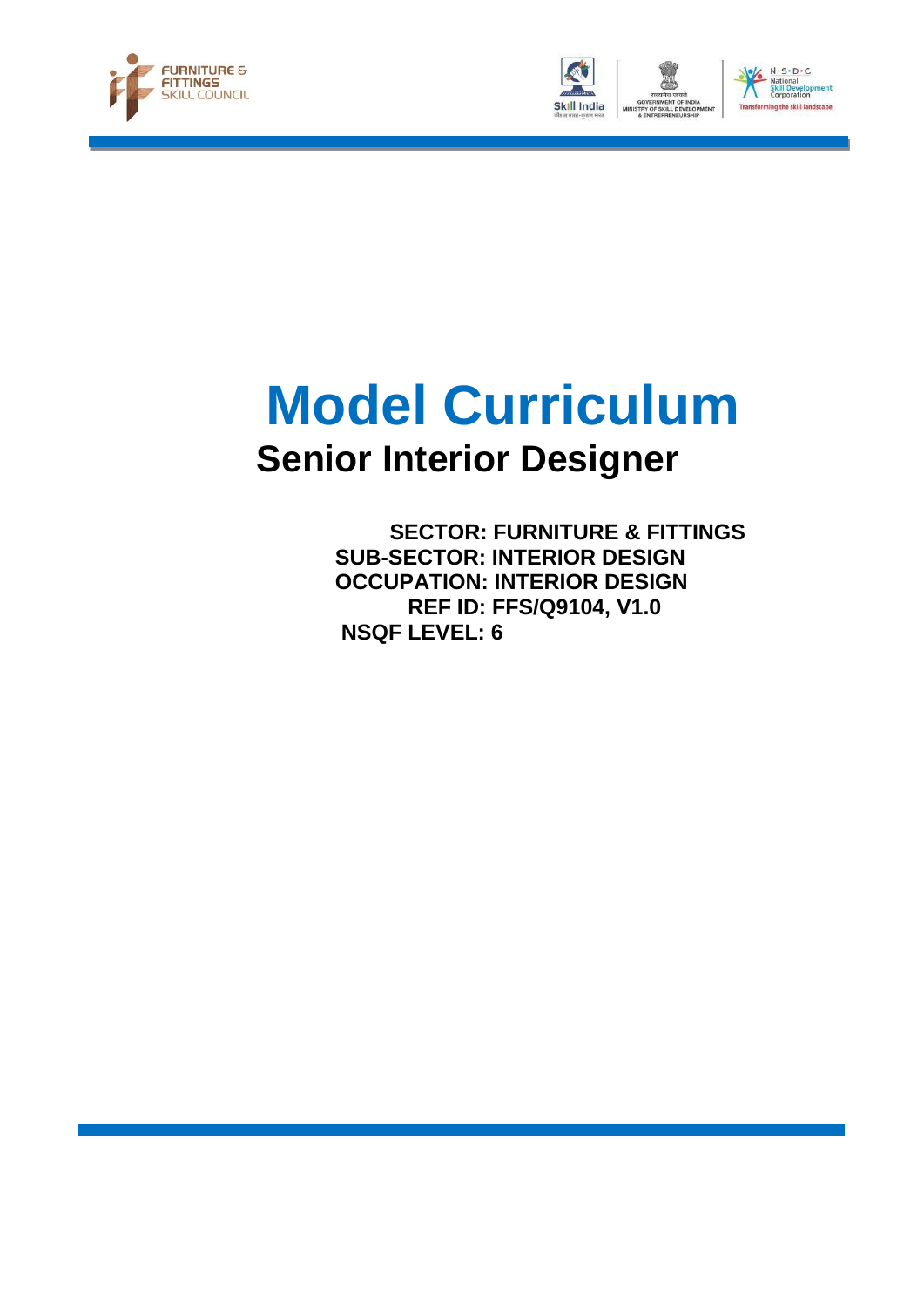# Model Curriculum

## Senior Interior Designer

**SECTOR: FURNITURE & FITTINGS**
**SUB-SECTOR: INTERIOR DESIGN**
**OCCUPATION: INTERIOR DESIGN**
**REF ID: FFS/Q9104, V1.0**
**NSQF LEVEL: 6**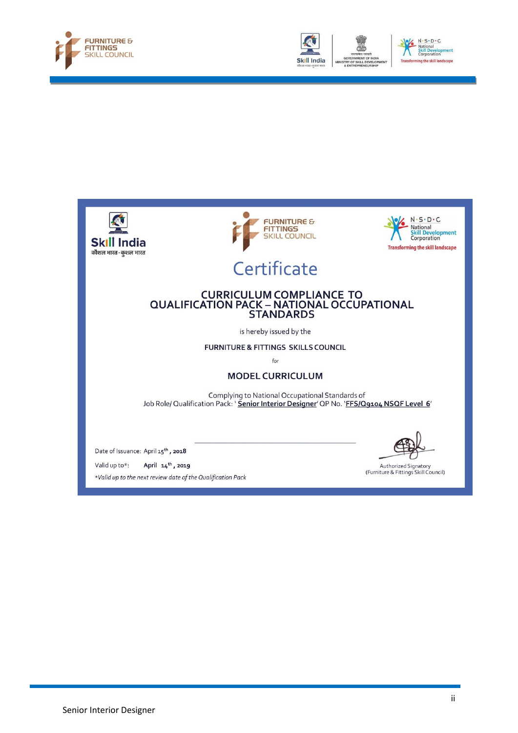# Certificate

## CURRICULUM COMPLIANCE TO QUALIFICATION PACK – NATIONAL OCCUPATIONAL STANDARDS

is hereby issued by the

**FURNITURE & FITTINGS SKILLS COUNCIL**

for

**MODEL CURRICULUM**

Complying to National Occupational Standards of
Job Role/ Qualification Pack: '**Senior Interior Designer**' QP No. '**FFS/Q9104 NSQF Level 6**'

Date of Issuance: April 15th, 2018

Valid up to*: April 14th, 2019

*\*Valid up to the next review date of the Qualification Pack*

Authorized Signatory
(Furniture & Fittings Skill Council)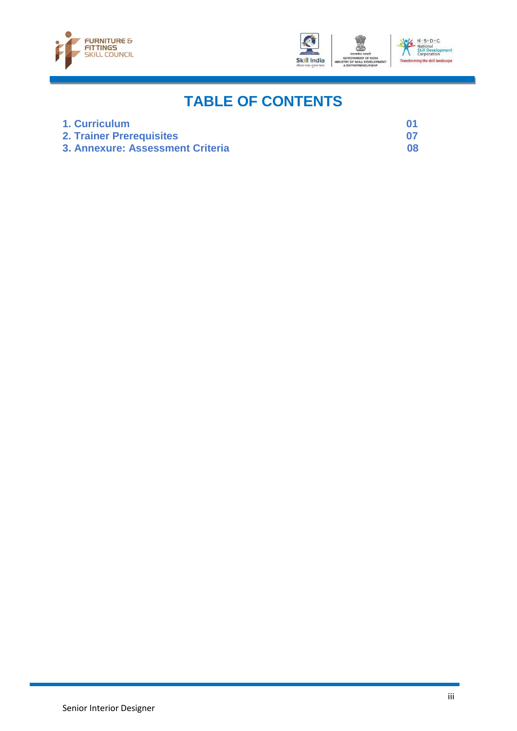# TABLE OF CONTENTS

| | |
|---|---|
| **1. Curriculum** | **01** |
| **2. Trainer Prerequisites** | **07** |
| **3. Annexure: Assessment Criteria** | **08** |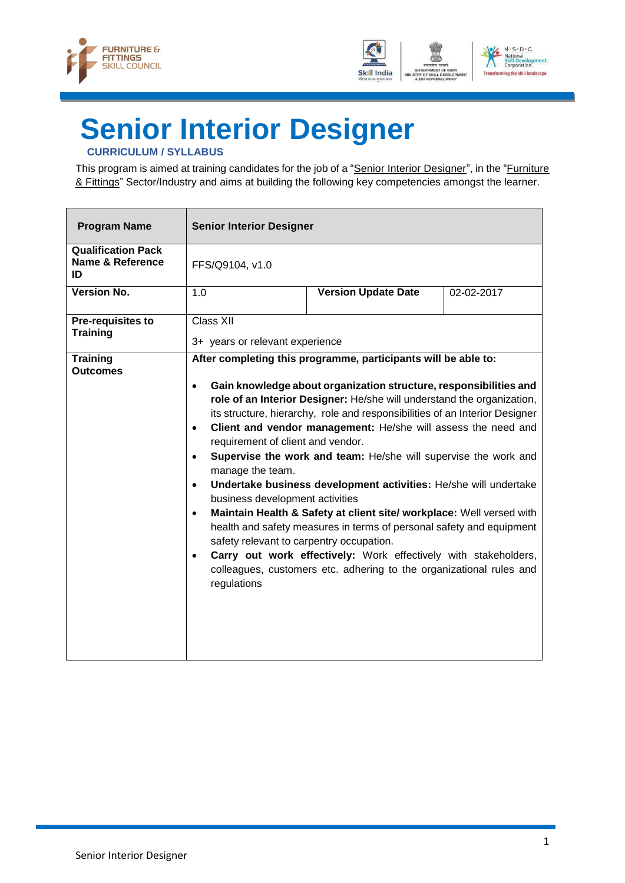# Senior Interior Designer

### CURRICULUM / SYLLABUS

This program is aimed at training candidates for the job of a "Senior Interior Designer", in the "Furniture & Fittings" Sector/Industry and aims at building the following key competencies amongst the learner.

| **Program Name** | **Senior Interior Designer** | | |
|---|---|---|---|
| **Qualification Pack Name & Reference ID** | FFS/Q9104, v1.0 | | |
| **Version No.** | 1.0 | **Version Update Date** | 02-02-2017 |
| **Pre-requisites to Training** | Class XII<br><br>3+ years or relevant experience | | |
| **Training Outcomes** | **After completing this programme, participants will be able to:**<br><br>• **Gain knowledge about organization structure, responsibilities and role of an Interior Designer:** He/she will understand the organization, its structure, hierarchy, role and responsibilities of an Interior Designer<br>• **Client and vendor management:** He/she will assess the need and requirement of client and vendor.<br>• **Supervise the work and team:** He/she will supervise the work and manage the team.<br>• **Undertake business development activities:** He/she will undertake business development activities<br>• **Maintain Health & Safety at client site/ workplace:** Well versed with health and safety measures in terms of personal safety and equipment safety relevant to carpentry occupation.<br>• **Carry out work effectively:** Work effectively with stakeholders, colleagues, customers etc. adhering to the organizational rules and regulations | | |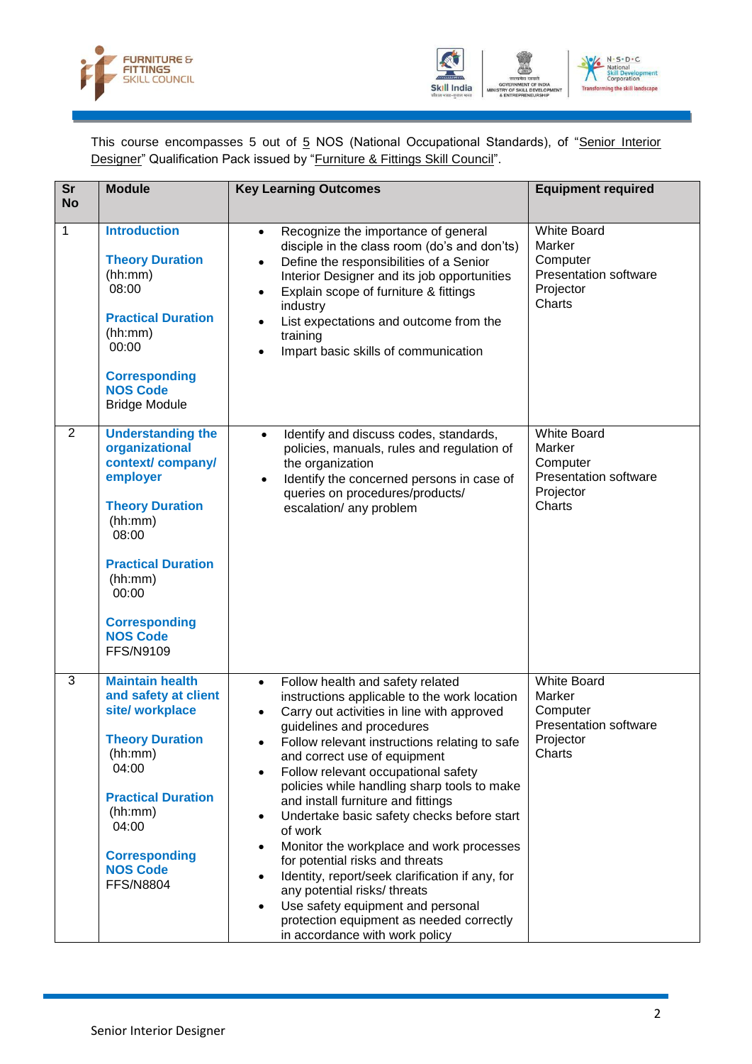This course encompasses 5 out of 5 NOS (National Occupational Standards), of "Senior Interior Designer" Qualification Pack issued by "Furniture & Fittings Skill Council".

| Sr No | Module | Key Learning Outcomes | Equipment required |
|---|---|---|---|
| 1 | **Introduction**<br><br>**Theory Duration**<br>(hh:mm)<br>08:00<br><br>**Practical Duration**<br>(hh:mm)<br>00:00<br><br>**Corresponding NOS Code**<br>Bridge Module | • Recognize the importance of general disciple in the class room (do's and don'ts)<br>• Define the responsibilities of a Senior Interior Designer and its job opportunities<br>• Explain scope of furniture & fittings industry<br>• List expectations and outcome from the training<br>• Impart basic skills of communication | White Board<br>Marker<br>Computer<br>Presentation software<br>Projector<br>Charts |
| 2 | **Understanding the organizational context/ company/ employer**<br><br>**Theory Duration**<br>(hh:mm)<br>08:00<br><br>**Practical Duration**<br>(hh:mm)<br>00:00<br><br>**Corresponding NOS Code**<br>FFS/N9109 | • Identify and discuss codes, standards, policies, manuals, rules and regulation of the organization<br>• Identify the concerned persons in case of queries on procedures/products/ escalation/ any problem | White Board<br>Marker<br>Computer<br>Presentation software<br>Projector<br>Charts |
| 3 | **Maintain health and safety at client site/ workplace**<br><br>**Theory Duration**<br>(hh:mm)<br>04:00<br><br>**Practical Duration**<br>(hh:mm)<br>04:00<br><br>**Corresponding NOS Code**<br>FFS/N8804 | • Follow health and safety related instructions applicable to the work location<br>• Carry out activities in line with approved guidelines and procedures<br>• Follow relevant instructions relating to safe and correct use of equipment<br>• Follow relevant occupational safety policies while handling sharp tools to make and install furniture and fittings<br>• Undertake basic safety checks before start of work<br>• Monitor the workplace and work processes for potential risks and threats<br>• Identify, report/seek clarification if any, for any potential risks/ threats<br>• Use safety equipment and personal protection equipment as needed correctly in accordance with work policy | White Board<br>Marker<br>Computer<br>Presentation software<br>Projector<br>Charts |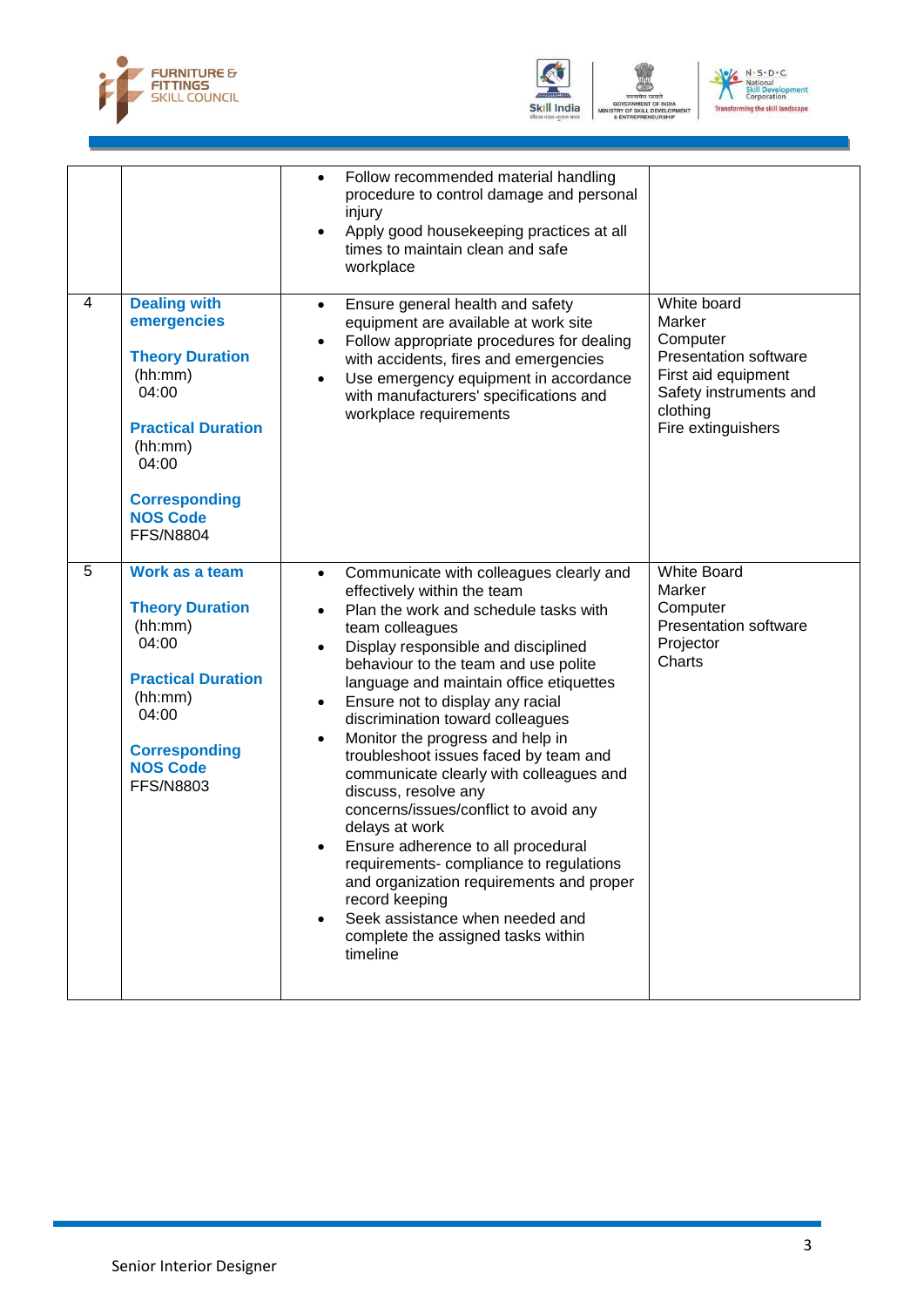| | | | |
|---|---|---|---|
| | | • Follow recommended material handling procedure to control damage and personal injury<br>• Apply good housekeeping practices at all times to maintain clean and safe workplace | |
| 4 | **Dealing with emergencies**<br><br>**Theory Duration** (hh:mm) 04:00<br><br>**Practical Duration** (hh:mm) 04:00<br><br>**Corresponding NOS Code** FFS/N8804 | • Ensure general health and safety equipment are available at work site<br>• Follow appropriate procedures for dealing with accidents, fires and emergencies<br>• Use emergency equipment in accordance with manufacturers' specifications and workplace requirements | White board<br>Marker<br>Computer<br>Presentation software<br>First aid equipment<br>Safety instruments and clothing<br>Fire extinguishers |
| 5 | **Work as a team**<br><br>**Theory Duration** (hh:mm) 04:00<br><br>**Practical Duration** (hh:mm) 04:00<br><br>**Corresponding NOS Code** FFS/N8803 | • Communicate with colleagues clearly and effectively within the team<br>• Plan the work and schedule tasks with team colleagues<br>• Display responsible and disciplined behaviour to the team and use polite language and maintain office etiquettes<br>• Ensure not to display any racial discrimination toward colleagues<br>• Monitor the progress and help in troubleshoot issues faced by team and communicate clearly with colleagues and discuss, resolve any concerns/issues/conflict to avoid any delays at work<br>• Ensure adherence to all procedural requirements- compliance to regulations and organization requirements and proper record keeping<br>• Seek assistance when needed and complete the assigned tasks within timeline | White Board<br>Marker<br>Computer<br>Presentation software<br>Projector<br>Charts |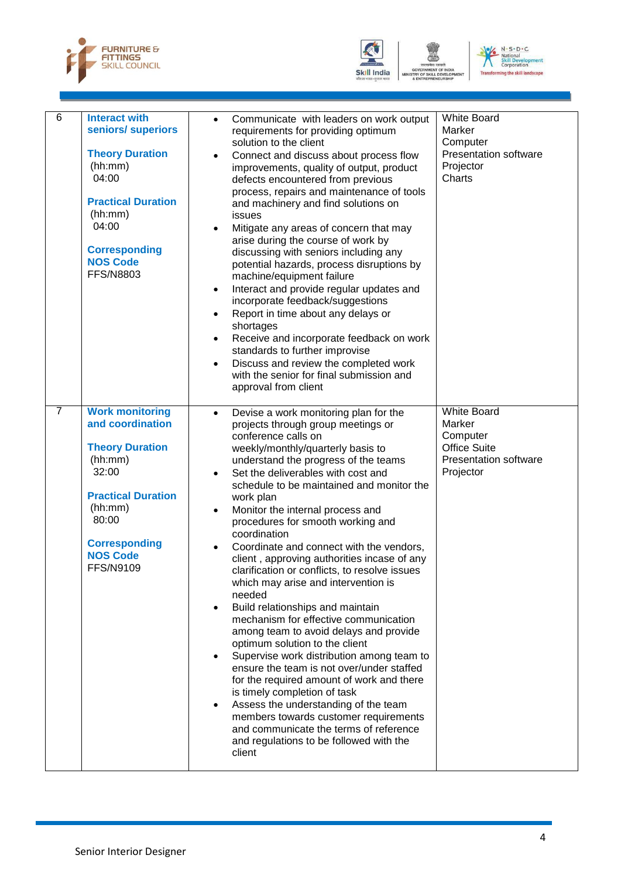| 6 | **Interact with seniors/ superiors**<br><br>**Theory Duration** (hh:mm)<br>04:00<br><br>**Practical Duration** (hh:mm)<br>04:00<br><br>**Corresponding NOS Code**<br>FFS/N8803 | • Communicate with leaders on work output requirements for providing optimum solution to the client<br>• Connect and discuss about process flow improvements, quality of output, product defects encountered from previous process, repairs and maintenance of tools and machinery and find solutions on issues<br>• Mitigate any areas of concern that may arise during the course of work by discussing with seniors including any potential hazards, process disruptions by machine/equipment failure<br>• Interact and provide regular updates and incorporate feedback/suggestions<br>• Report in time about any delays or shortages<br>• Receive and incorporate feedback on work standards to further improvise<br>• Discuss and review the completed work with the senior for final submission and approval from client | White Board<br>Marker<br>Computer<br>Presentation software<br>Projector<br>Charts |
|---|---|---|---|
| 7 | **Work monitoring and coordination**<br><br>**Theory Duration** (hh:mm)<br>32:00<br><br>**Practical Duration** (hh:mm)<br>80:00<br><br>**Corresponding NOS Code**<br>FFS/N9109 | • Devise a work monitoring plan for the projects through group meetings or conference calls on weekly/monthly/quarterly basis to understand the progress of the teams<br>• Set the deliverables with cost and schedule to be maintained and monitor the work plan<br>• Monitor the internal process and procedures for smooth working and coordination<br>• Coordinate and connect with the vendors, client , approving authorities incase of any clarification or conflicts, to resolve issues which may arise and intervention is needed<br>• Build relationships and maintain mechanism for effective communication among team to avoid delays and provide optimum solution to the client<br>• Supervise work distribution among team to ensure the team is not over/under staffed for the required amount of work and there is timely completion of task<br>• Assess the understanding of the team members towards customer requirements and communicate the terms of reference and regulations to be followed with the client | White Board<br>Marker<br>Computer<br>Office Suite<br>Presentation software<br>Projector |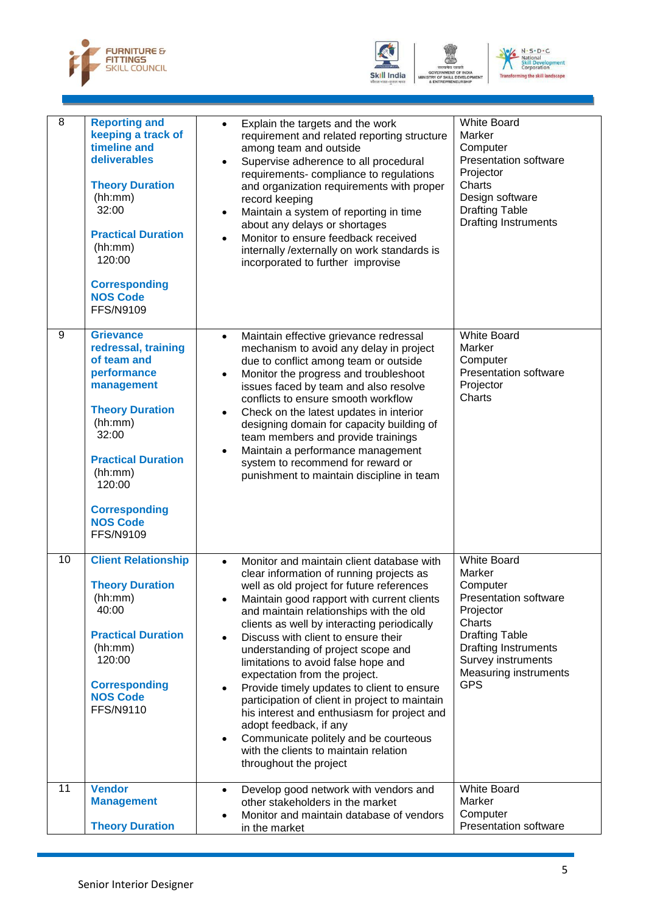| 8 | **Reporting and keeping a track of timeline and deliverables**<br><br>**Theory Duration** (hh:mm) 32:00<br><br>**Practical Duration** (hh:mm) 120:00<br><br>**Corresponding NOS Code** FFS/N9109 | • Explain the targets and the work requirement and related reporting structure among team and outside<br>• Supervise adherence to all procedural requirements- compliance to regulations and organization requirements with proper record keeping<br>• Maintain a system of reporting in time about any delays or shortages<br>• Monitor to ensure feedback received internally /externally on work standards is incorporated to further improvise | White Board<br>Marker<br>Computer<br>Presentation software<br>Projector<br>Charts<br>Design software<br>Drafting Table<br>Drafting Instruments |
|---|---|---|---|
| 9 | **Grievance redressal, training of team and performance management**<br><br>**Theory Duration** (hh:mm) 32:00<br><br>**Practical Duration** (hh:mm) 120:00<br><br>**Corresponding NOS Code** FFS/N9109 | • Maintain effective grievance redressal mechanism to avoid any delay in project due to conflict among team or outside<br>• Monitor the progress and troubleshoot issues faced by team and also resolve conflicts to ensure smooth workflow<br>• Check on the latest updates in interior designing domain for capacity building of team members and provide trainings<br>• Maintain a performance management system to recommend for reward or punishment to maintain discipline in team | White Board<br>Marker<br>Computer<br>Presentation software<br>Projector<br>Charts |
| 10 | **Client Relationship**<br><br>**Theory Duration** (hh:mm) 40:00<br><br>**Practical Duration** (hh:mm) 120:00<br><br>**Corresponding NOS Code** FFS/N9110 | • Monitor and maintain client database with clear information of running projects as well as old project for future references<br>• Maintain good rapport with current clients and maintain relationships with the old clients as well by interacting periodically<br>• Discuss with client to ensure their understanding of project scope and limitations to avoid false hope and expectation from the project.<br>• Provide timely updates to client to ensure participation of client in project to maintain his interest and enthusiasm for project and adopt feedback, if any<br>• Communicate politely and be courteous with the clients to maintain relation throughout the project | White Board<br>Marker<br>Computer<br>Presentation software<br>Projector<br>Charts<br>Drafting Table<br>Drafting Instruments<br>Survey instruments<br>Measuring instruments<br>GPS |
| 11 | **Vendor Management**<br><br>**Theory Duration** | • Develop good network with vendors and other stakeholders in the market<br>• Monitor and maintain database of vendors in the market | White Board<br>Marker<br>Computer<br>Presentation software |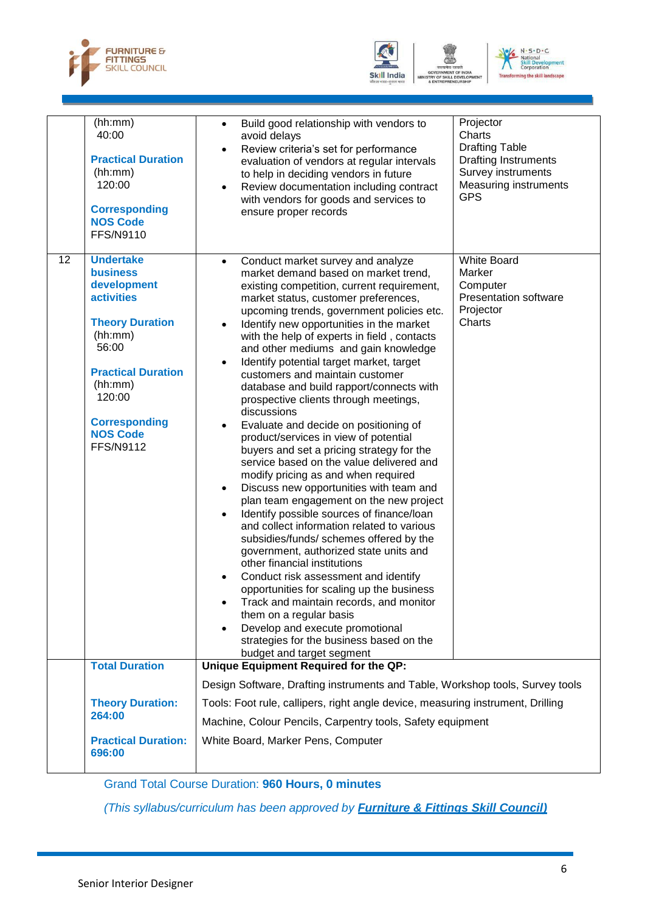| | | | |
|---|---|---|---|
| | (hh:mm)<br>40:00<br><br>**Practical Duration**<br>(hh:mm)<br>120:00<br><br>**Corresponding NOS Code**<br>FFS/N9110 | • Build good relationship with vendors to avoid delays<br>• Review criteria's set for performance evaluation of vendors at regular intervals to help in deciding vendors in future<br>• Review documentation including contract with vendors for goods and services to ensure proper records | Projector<br>Charts<br>Drafting Table<br>Drafting Instruments<br>Survey instruments<br>Measuring instruments<br>GPS |
| 12 | **Undertake business development activities**<br><br>**Theory Duration**<br>(hh:mm)<br>56:00<br><br>**Practical Duration**<br>(hh:mm)<br>120:00<br><br>**Corresponding NOS Code**<br>FFS/N9112 | • Conduct market survey and analyze market demand based on market trend, existing competition, current requirement, market status, customer preferences, upcoming trends, government policies etc.<br>• Identify new opportunities in the market with the help of experts in field , contacts and other mediums and gain knowledge<br>• Identify potential target market, target customers and maintain customer database and build rapport/connects with prospective clients through meetings, discussions<br>• Evaluate and decide on positioning of product/services in view of potential buyers and set a pricing strategy for the service based on the value delivered and modify pricing as and when required<br>• Discuss new opportunities with team and plan team engagement on the new project<br>• Identify possible sources of finance/loan and collect information related to various subsidies/funds/ schemes offered by the government, authorized state units and other financial institutions<br>• Conduct risk assessment and identify opportunities for scaling up the business<br>• Track and maintain records, and monitor them on a regular basis<br>• Develop and execute promotional strategies for the business based on the budget and target segment | White Board<br>Marker<br>Computer<br>Presentation software<br>Projector<br>Charts |
| | **Total Duration**<br><br>**Theory Duration: 264:00**<br><br>**Practical Duration: 696:00** | **Unique Equipment Required for the QP:**<br><br>Design Software, Drafting instruments and Table, Workshop tools, Survey tools<br><br>Tools: Foot rule, callipers, right angle device, measuring instrument, Drilling Machine, Colour Pencils, Carpentry tools, Safety equipment<br><br>White Board, Marker Pens, Computer | |

Grand Total Course Duration: **960 Hours, 0 minutes**

*(This syllabus/curriculum has been approved by* ***Furniture & Fittings Skill Council)***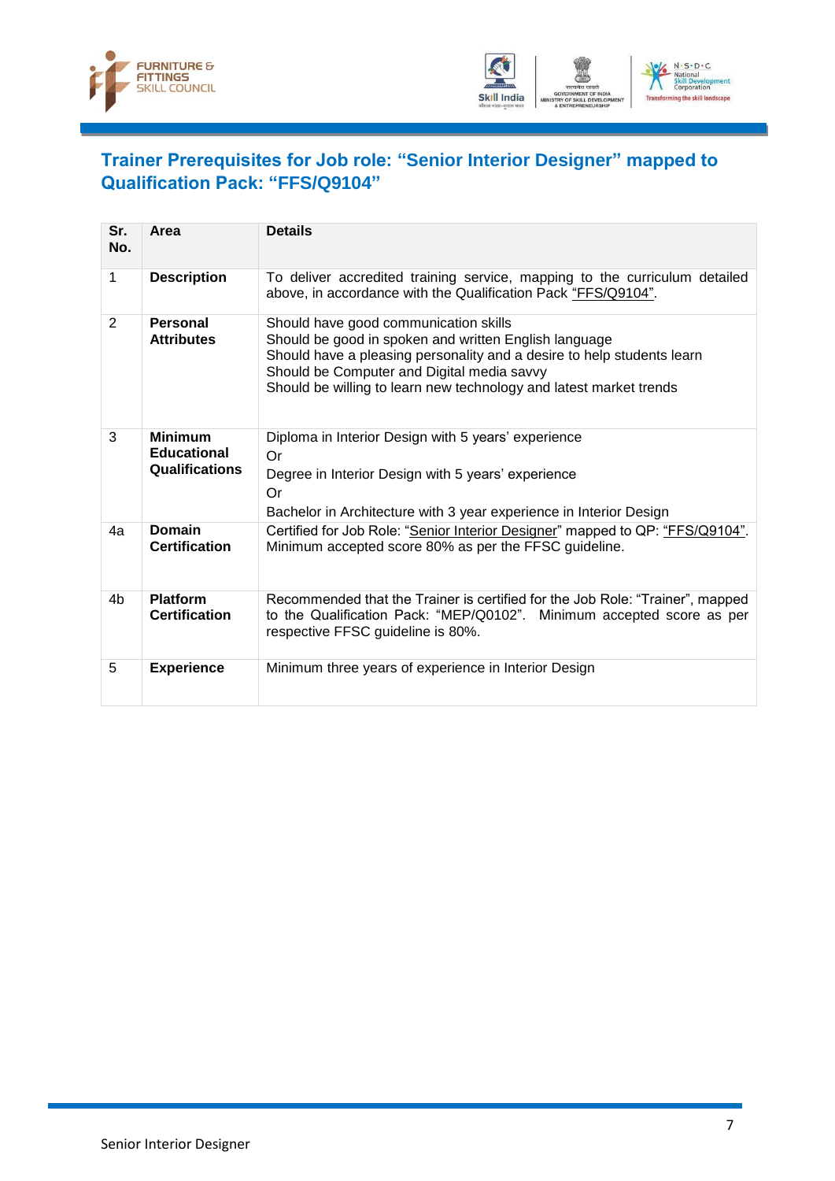## Trainer Prerequisites for Job role: "Senior Interior Designer" mapped to Qualification Pack: "FFS/Q9104"

| Sr. No. | Area | Details |
|---|---|---|
| 1 | **Description** | To deliver accredited training service, mapping to the curriculum detailed above, in accordance with the Qualification Pack "FFS/Q9104". |
| 2 | **Personal Attributes** | Should have good communication skills<br>Should be good in spoken and written English language<br>Should have a pleasing personality and a desire to help students learn<br>Should be Computer and Digital media savvy<br>Should be willing to learn new technology and latest market trends |
| 3 | **Minimum Educational Qualifications** | Diploma in Interior Design with 5 years' experience<br>Or<br>Degree in Interior Design with 5 years' experience<br>Or<br>Bachelor in Architecture with 3 year experience in Interior Design |
| 4a | **Domain Certification** | Certified for Job Role: "Senior Interior Designer" mapped to QP: "FFS/Q9104". Minimum accepted score 80% as per the FFSC guideline. |
| 4b | **Platform Certification** | Recommended that the Trainer is certified for the Job Role: "Trainer", mapped to the Qualification Pack: "MEP/Q0102". Minimum accepted score as per respective FFSC guideline is 80%. |
| 5 | **Experience** | Minimum three years of experience in Interior Design |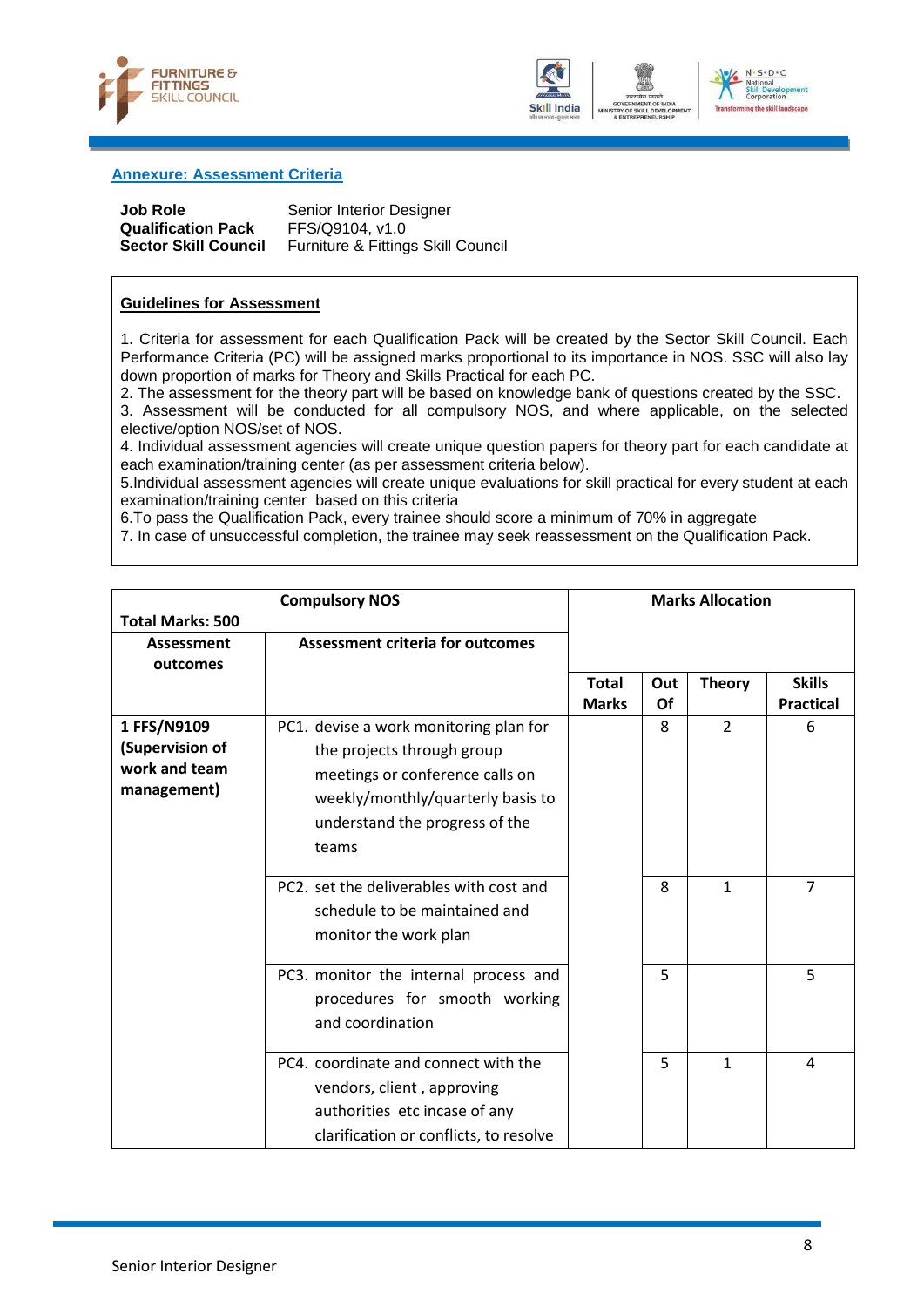## Annexure: Assessment Criteria

| | |
|---|---|
| **Job Role** | Senior Interior Designer |
| **Qualification Pack** | FFS/Q9104, v1.0 |
| **Sector Skill Council** | Furniture & Fittings Skill Council |

**Guidelines for Assessment**

1. Criteria for assessment for each Qualification Pack will be created by the Sector Skill Council. Each Performance Criteria (PC) will be assigned marks proportional to its importance in NOS. SSC will also lay down proportion of marks for Theory and Skills Practical for each PC.
2. The assessment for the theory part will be based on knowledge bank of questions created by the SSC.
3. Assessment will be conducted for all compulsory NOS, and where applicable, on the selected elective/option NOS/set of NOS.
4. Individual assessment agencies will create unique question papers for theory part for each candidate at each examination/training center (as per assessment criteria below).
5. Individual assessment agencies will create unique evaluations for skill practical for every student at each examination/training center based on this criteria
6. To pass the Qualification Pack, every trainee should score a minimum of 70% in aggregate
7. In case of unsuccessful completion, the trainee may seek reassessment on the Qualification Pack.

| Total Marks: 500 | Compulsory NOS | Marks Allocation | | | |
|---|---|---|---|---|---|
| **Assessment outcomes** | **Assessment criteria for outcomes** | **Total Marks** | **Out Of** | **Theory** | **Skills Practical** |
| **1 FFS/N9109 (Supervision of work and team management)** | PC1. devise a work monitoring plan for the projects through group meetings or conference calls on weekly/monthly/quarterly basis to understand the progress of the teams | | 8 | 2 | 6 |
| | PC2. set the deliverables with cost and schedule to be maintained and monitor the work plan | | 8 | 1 | 7 |
| | PC3. monitor the internal process and procedures for smooth working and coordination | | 5 | | 5 |
| | PC4. coordinate and connect with the vendors, client , approving authorities etc incase of any clarification or conflicts, to resolve | | 5 | 1 | 4 |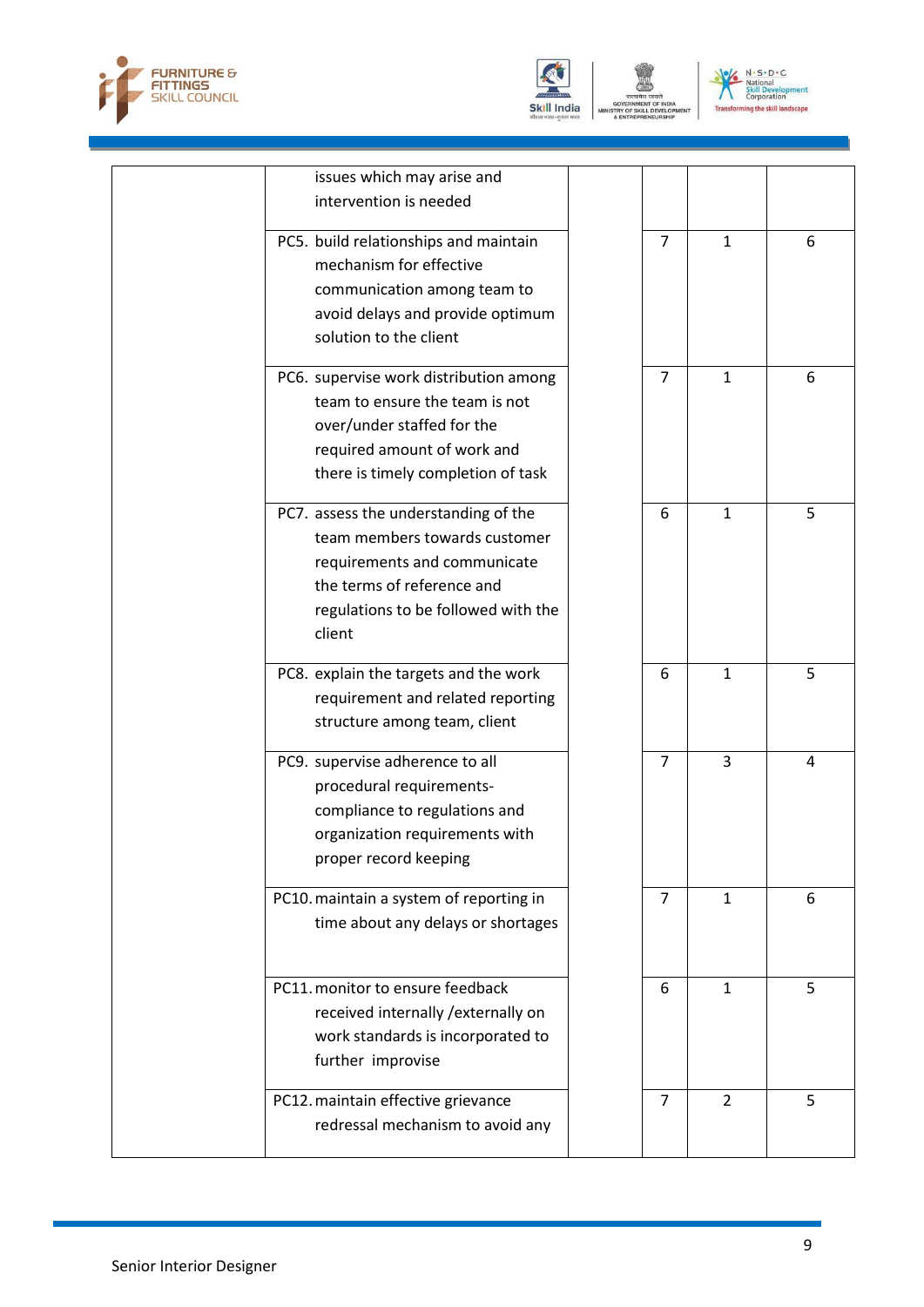| | | | | | |
|---|---|---|---|---|---|
| | issues which may arise and intervention is needed | | | | |
| | PC5. build relationships and maintain mechanism for effective communication among team to avoid delays and provide optimum solution to the client | | 7 | 1 | 6 |
| | PC6. supervise work distribution among team to ensure the team is not over/under staffed for the required amount of work and there is timely completion of task | | 7 | 1 | 6 |
| | PC7. assess the understanding of the team members towards customer requirements and communicate the terms of reference and regulations to be followed with the client | | 6 | 1 | 5 |
| | PC8. explain the targets and the work requirement and related reporting structure among team, client | | 6 | 1 | 5 |
| | PC9. supervise adherence to all procedural requirements- compliance to regulations and organization requirements with proper record keeping | | 7 | 3 | 4 |
| | PC10. maintain a system of reporting in time about any delays or shortages | | 7 | 1 | 6 |
| | PC11. monitor to ensure feedback received internally /externally on work standards is incorporated to further improvise | | 6 | 1 | 5 |
| | PC12. maintain effective grievance redressal mechanism to avoid any | | 7 | 2 | 5 |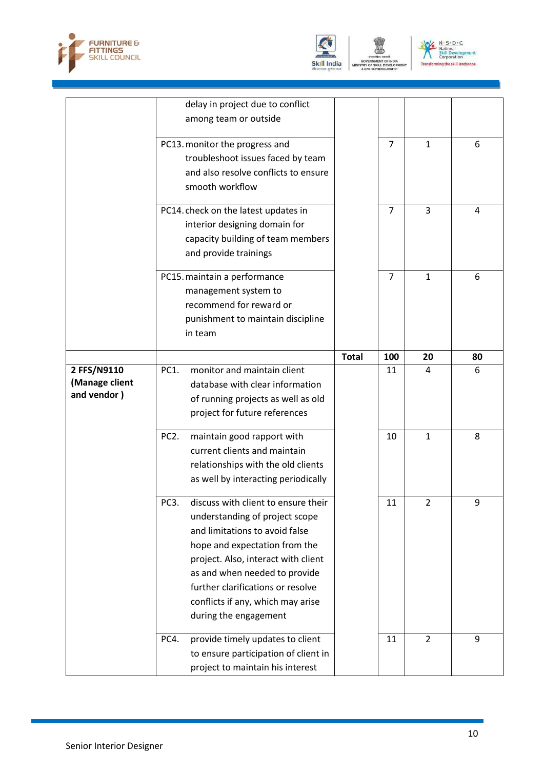| | | | | | |
|---|---|---|---|---|---|
| | delay in project due to conflict among team or outside | | | | |
| | PC13. monitor the progress and troubleshoot issues faced by team and also resolve conflicts to ensure smooth workflow | | 7 | 1 | 6 |
| | PC14. check on the latest updates in interior designing domain for capacity building of team members and provide trainings | | 7 | 3 | 4 |
| | PC15. maintain a performance management system to recommend for reward or punishment to maintain discipline in team | | 7 | 1 | 6 |
| | | **Total** | **100** | **20** | **80** |
| **2 FFS/N9110 (Manage client and vendor )** | PC1. monitor and maintain client database with clear information of running projects as well as old project for future references | | 11 | 4 | 6 |
| | PC2. maintain good rapport with current clients and maintain relationships with the old clients as well by interacting periodically | | 10 | 1 | 8 |
| | PC3. discuss with client to ensure their understanding of project scope and limitations to avoid false hope and expectation from the project. Also, interact with client as and when needed to provide further clarifications or resolve conflicts if any, which may arise during the engagement | | 11 | 2 | 9 |
| | PC4. provide timely updates to client to ensure participation of client in project to maintain his interest | | 11 | 2 | 9 |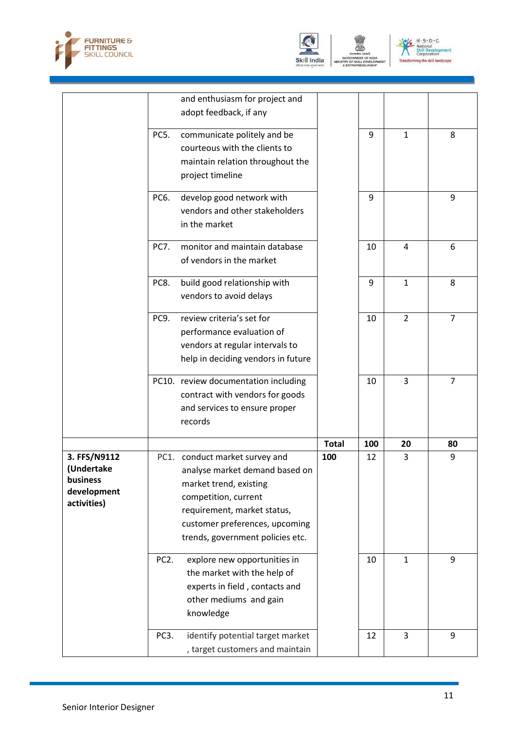| | | | | | |
|---|---|---|---|---|---|
| | and enthusiasm for project and adopt feedback, if any | | | | |
| | PC5. communicate politely and be courteous with the clients to maintain relation throughout the project timeline | | 9 | 1 | 8 |
| | PC6. develop good network with vendors and other stakeholders in the market | | 9 | | 9 |
| | PC7. monitor and maintain database of vendors in the market | | 10 | 4 | 6 |
| | PC8. build good relationship with vendors to avoid delays | | 9 | 1 | 8 |
| | PC9. review criteria's set for performance evaluation of vendors at regular intervals to help in deciding vendors in future | | 10 | 2 | 7 |
| | PC10. review documentation including contract with vendors for goods and services to ensure proper records | | 10 | 3 | 7 |
| | | **Total** | **100** | **20** | **80** |
| **3. FFS/N9112 (Undertake business development activities)** | PC1. conduct market survey and analyse market demand based on market trend, existing competition, current requirement, market status, customer preferences, upcoming trends, government policies etc. | **100** | 12 | 3 | 9 |
| | PC2. explore new opportunities in the market with the help of experts in field , contacts and other mediums and gain knowledge | | 10 | 1 | 9 |
| | PC3. identify potential target market , target customers and maintain | | 12 | 3 | 9 |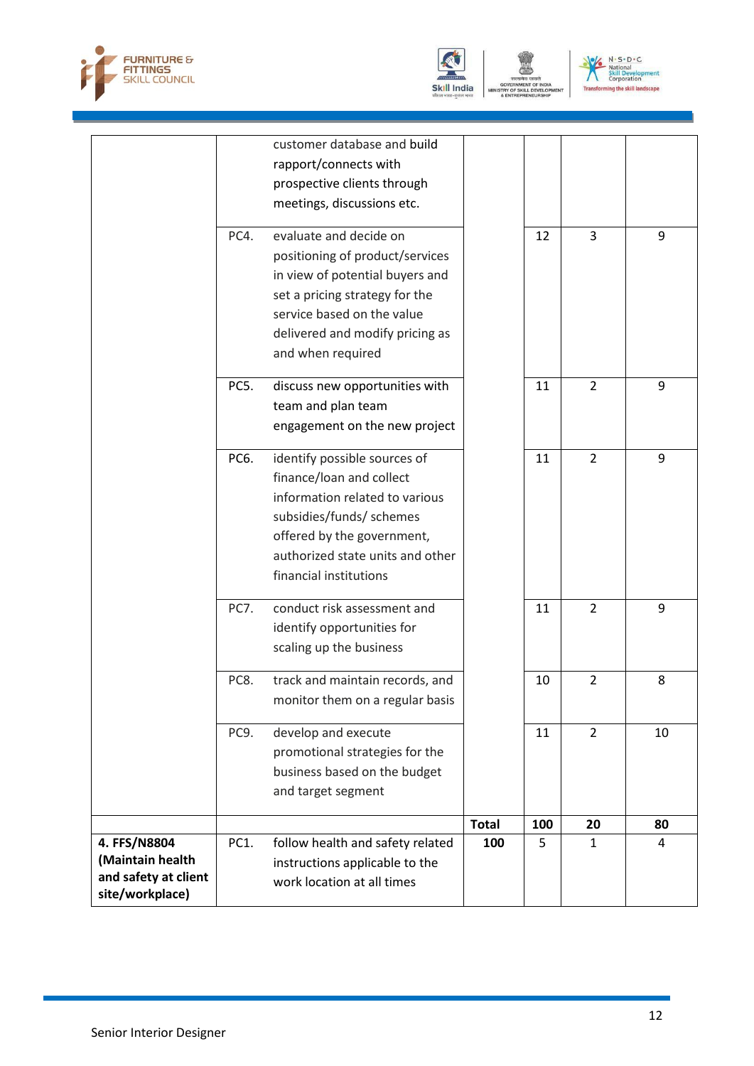| | | | | | |
|---|---|---|---|---|---|
| | customer database and build rapport/connects with prospective clients through meetings, discussions etc. | | | | |
| | PC4. evaluate and decide on positioning of product/services in view of potential buyers and set a pricing strategy for the service based on the value delivered and modify pricing as and when required | | 12 | 3 | 9 |
| | PC5. discuss new opportunities with team and plan team engagement on the new project | | 11 | 2 | 9 |
| | PC6. identify possible sources of finance/loan and collect information related to various subsidies/funds/ schemes offered by the government, authorized state units and other financial institutions | | 11 | 2 | 9 |
| | PC7. conduct risk assessment and identify opportunities for scaling up the business | | 11 | 2 | 9 |
| | PC8. track and maintain records, and monitor them on a regular basis | | 10 | 2 | 8 |
| | PC9. develop and execute promotional strategies for the business based on the budget and target segment | | 11 | 2 | 10 |
| | | **Total** | **100** | **20** | **80** |
| **4. FFS/N8804 (Maintain health and safety at client site/workplace)** | PC1. follow health and safety related instructions applicable to the work location at all times | **100** | 5 | 1 | 4 |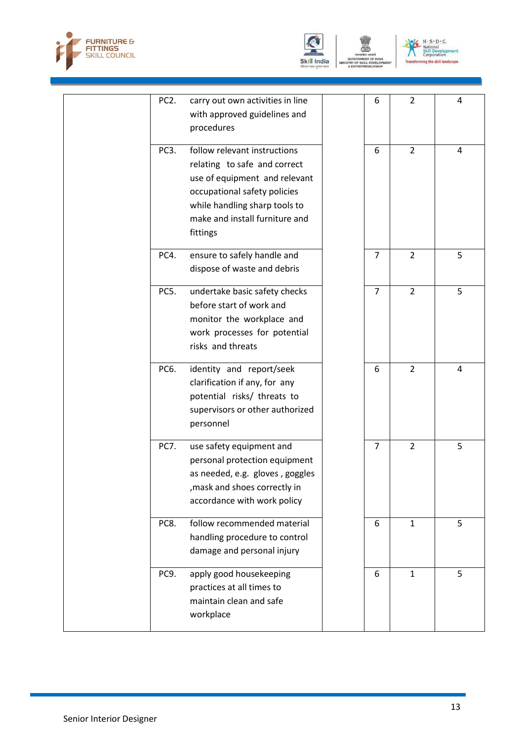| | | | | | |
|---|---|---|---|---|---|
| | PC2. carry out own activities in line with approved guidelines and procedures | | 6 | 2 | 4 |
| | PC3. follow relevant instructions relating to safe and correct use of equipment and relevant occupational safety policies while handling sharp tools to make and install furniture and fittings | | 6 | 2 | 4 |
| | PC4. ensure to safely handle and dispose of waste and debris | | 7 | 2 | 5 |
| | PC5. undertake basic safety checks before start of work and monitor the workplace and work processes for potential risks and threats | | 7 | 2 | 5 |
| | PC6. identity and report/seek clarification if any, for any potential risks/ threats to supervisors or other authorized personnel | | 6 | 2 | 4 |
| | PC7. use safety equipment and personal protection equipment as needed, e.g. gloves , goggles ,mask and shoes correctly in accordance with work policy | | 7 | 2 | 5 |
| | PC8. follow recommended material handling procedure to control damage and personal injury | | 6 | 1 | 5 |
| | PC9. apply good housekeeping practices at all times to maintain clean and safe workplace | | 6 | 1 | 5 |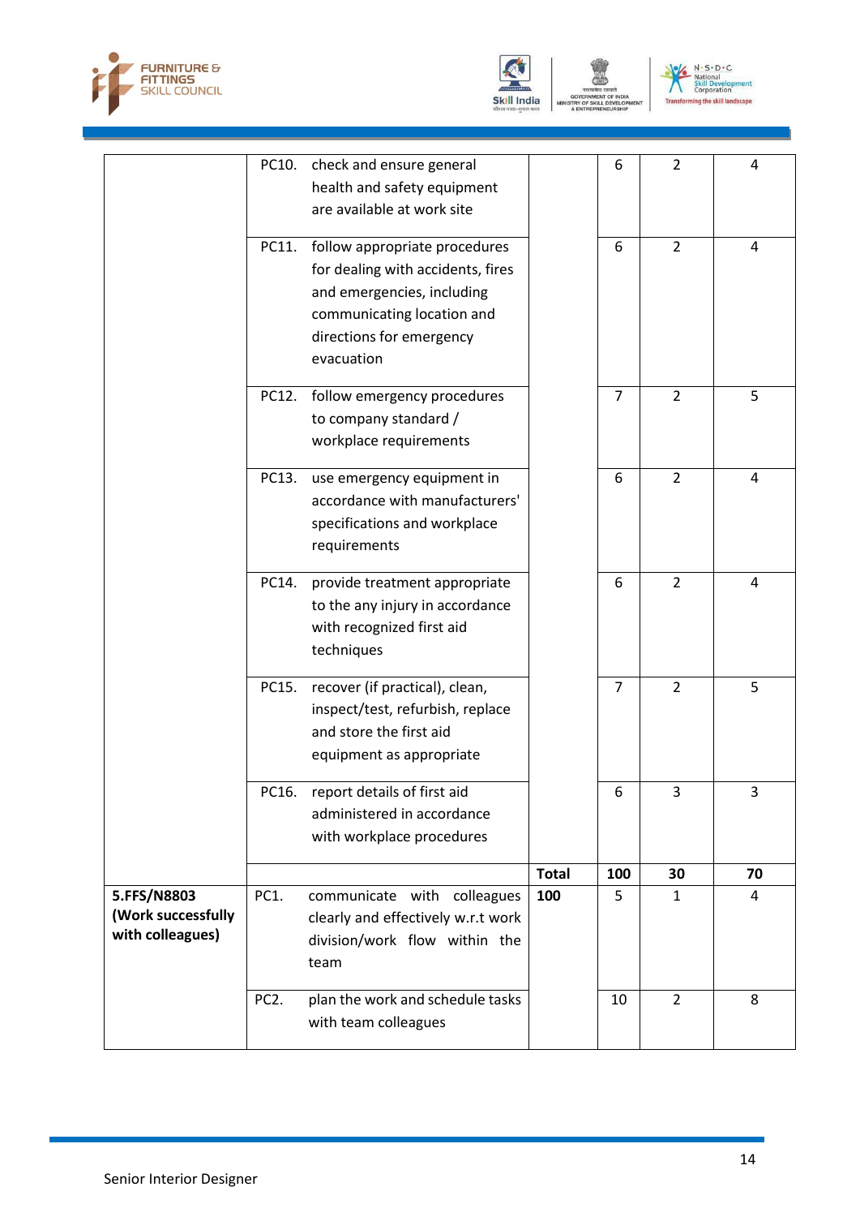| | | | | | |
|---|---|---|---|---|---|
| | PC10. check and ensure general health and safety equipment are available at work site | | 6 | 2 | 4 |
| | PC11. follow appropriate procedures for dealing with accidents, fires and emergencies, including communicating location and directions for emergency evacuation | | 6 | 2 | 4 |
| | PC12. follow emergency procedures to company standard / workplace requirements | | 7 | 2 | 5 |
| | PC13. use emergency equipment in accordance with manufacturers' specifications and workplace requirements | | 6 | 2 | 4 |
| | PC14. provide treatment appropriate to the any injury in accordance with recognized first aid techniques | | 6 | 2 | 4 |
| | PC15. recover (if practical), clean, inspect/test, refurbish, replace and store the first aid equipment as appropriate | | 7 | 2 | 5 |
| | PC16. report details of first aid administered in accordance with workplace procedures | | 6 | 3 | 3 |
| | | **Total** | **100** | **30** | **70** |
| **5.FFS/N8803 (Work successfully with colleagues)** | PC1. communicate with colleagues clearly and effectively w.r.t work division/work flow within the team | **100** | 5 | 1 | 4 |
| | PC2. plan the work and schedule tasks with team colleagues | | 10 | 2 | 8 |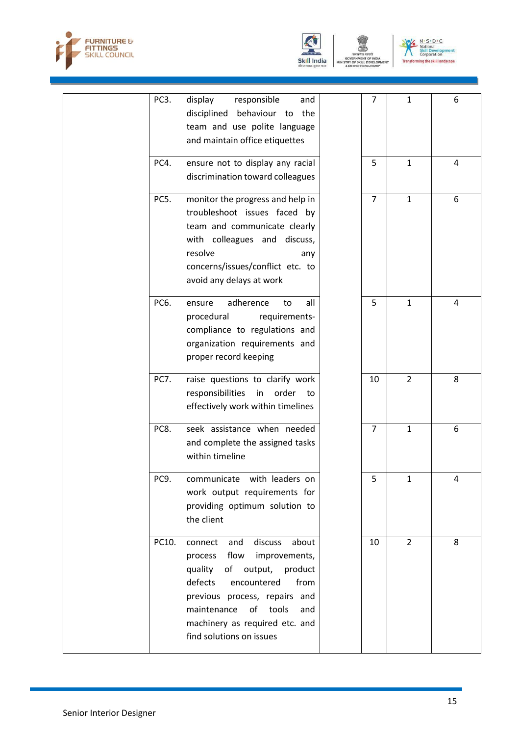| | | | | | | |
|---|---|---|---|---|---|---|
| | PC3. | display responsible and disciplined behaviour to the team and use polite language and maintain office etiquettes | | 7 | 1 | 6 |
| | PC4. | ensure not to display any racial discrimination toward colleagues | | 5 | 1 | 4 |
| | PC5. | monitor the progress and help in troubleshoot issues faced by team and communicate clearly with colleagues and discuss, resolve any concerns/issues/conflict etc. to avoid any delays at work | | 7 | 1 | 6 |
| | PC6. | ensure adherence to all procedural requirements-compliance to regulations and organization requirements and proper record keeping | | 5 | 1 | 4 |
| | PC7. | raise questions to clarify work responsibilities in order to effectively work within timelines | | 10 | 2 | 8 |
| | PC8. | seek assistance when needed and complete the assigned tasks within timeline | | 7 | 1 | 6 |
| | PC9. | communicate with leaders on work output requirements for providing optimum solution to the client | | 5 | 1 | 4 |
| | PC10. | connect and discuss about process flow improvements, quality of output, product defects encountered from previous process, repairs and maintenance of tools and machinery as required etc. and find solutions on issues | | 10 | 2 | 8 |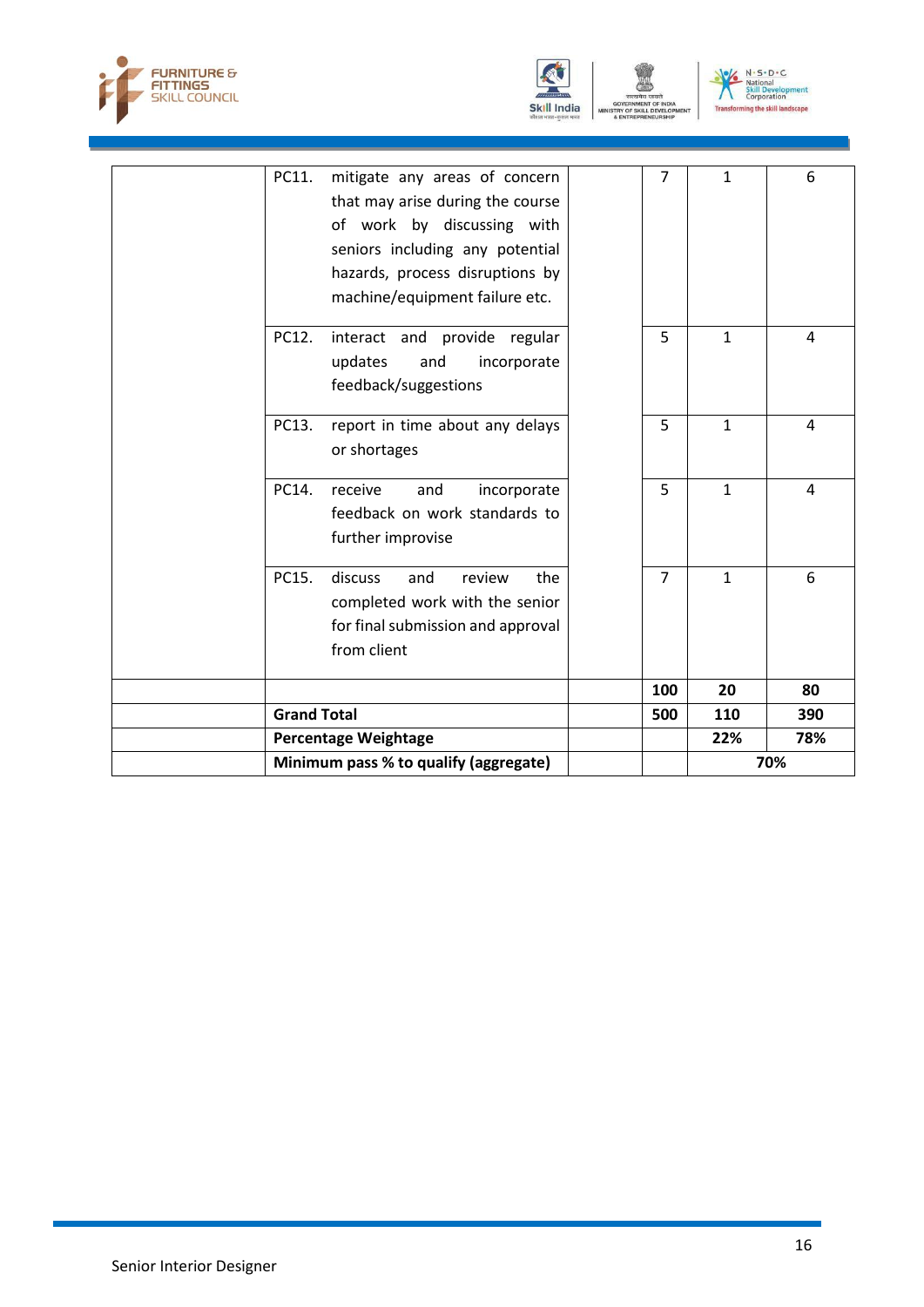| | | | | | |
|---|---|---|---|---|---|
| | PC11. mitigate any areas of concern that may arise during the course of work by discussing with seniors including any potential hazards, process disruptions by machine/equipment failure etc. | | 7 | 1 | 6 |
| | PC12. interact and provide regular updates and incorporate feedback/suggestions | | 5 | 1 | 4 |
| | PC13. report in time about any delays or shortages | | 5 | 1 | 4 |
| | PC14. receive and incorporate feedback on work standards to further improvise | | 5 | 1 | 4 |
| | PC15. discuss and review the completed work with the senior for final submission and approval from client | | 7 | 1 | 6 |
| | | | **100** | **20** | **80** |
| | **Grand Total** | | **500** | **110** | **390** |
| | **Percentage Weightage** | | | **22%** | **78%** |
| | **Minimum pass % to qualify (aggregate)** | | | **70%** | |